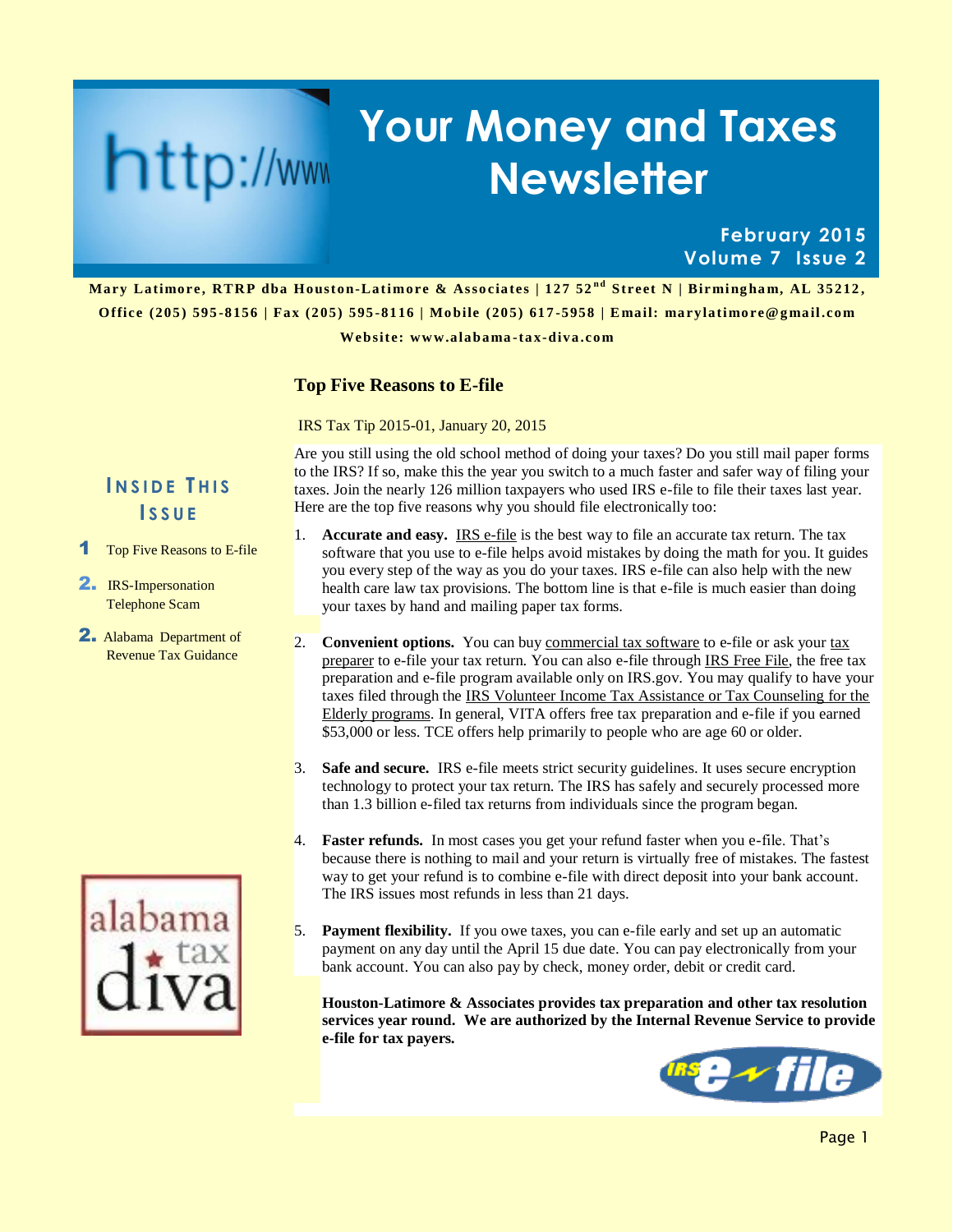# Your Money and Taxes Newsletter

**February 2015**
**Volume 7 Issue 2**

**Mary Latimore, RTRP dba Houston-Latimore & Associates | 127 52nd Street N | Birmingham, AL 35212, Office (205) 595-8156 | Fax (205) 595-8116 | Mobile (205) 617-5958 | Email: marylatimore@gmail.com**
**Website: www.alabama-tax-diva.com**

## Inside This Issue

1. Top Five Reasons to E-file
2. IRS-Impersonation Telephone Scam
2. Alabama Department of Revenue Tax Guidance

## Top Five Reasons to E-file

IRS Tax Tip 2015-01, January 20, 2015

Are you still using the old school method of doing your taxes? Do you still mail paper forms to the IRS? If so, make this the year you switch to a much faster and safer way of filing your taxes. Join the nearly 126 million taxpayers who used IRS e-file to file their taxes last year. Here are the top five reasons why you should file electronically too:

1. **Accurate and easy.** IRS e-file is the best way to file an accurate tax return. The tax software that you use to e-file helps avoid mistakes by doing the math for you. It guides you every step of the way as you do your taxes. IRS e-file can also help with the new health care law tax provisions. The bottom line is that e-file is much easier than doing your taxes by hand and mailing paper tax forms.

2. **Convenient options.** You can buy commercial tax software to e-file or ask your tax preparer to e-file your tax return. You can also e-file through IRS Free File, the free tax preparation and e-file program available only on IRS.gov. You may qualify to have your taxes filed through the IRS Volunteer Income Tax Assistance or Tax Counseling for the Elderly programs. In general, VITA offers free tax preparation and e-file if you earned $53,000 or less. TCE offers help primarily to people who are age 60 or older.

3. **Safe and secure.** IRS e-file meets strict security guidelines. It uses secure encryption technology to protect your tax return. The IRS has safely and securely processed more than 1.3 billion e-filed tax returns from individuals since the program began.

4. **Faster refunds.** In most cases you get your refund faster when you e-file. That's because there is nothing to mail and your return is virtually free of mistakes. The fastest way to get your refund is to combine e-file with direct deposit into your bank account. The IRS issues most refunds in less than 21 days.

5. **Payment flexibility.** If you owe taxes, you can e-file early and set up an automatic payment on any day until the April 15 due date. You can pay electronically from your bank account. You can also pay by check, money order, debit or credit card.

**Houston-Latimore & Associates provides tax preparation and other tax resolution services year round. We are authorized by the Internal Revenue Service to provide e-file for tax payers.**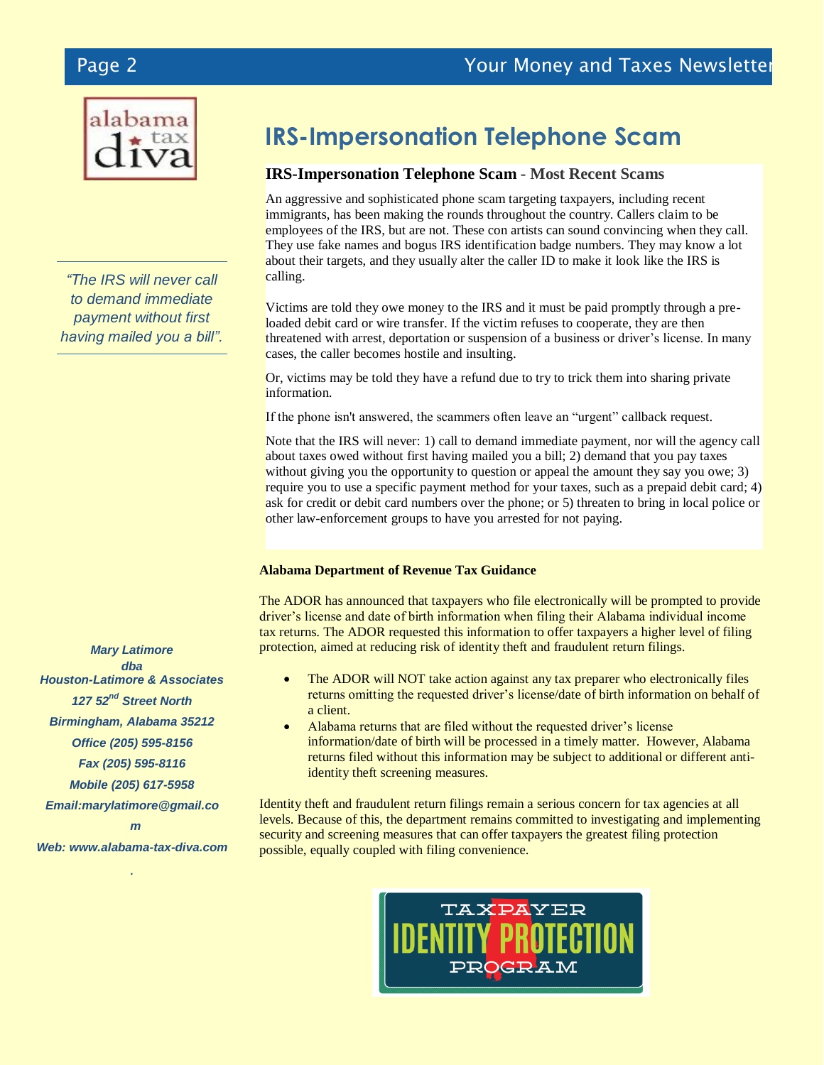# IRS-Impersonation Telephone Scam

### IRS-Impersonation Telephone Scam - Most Recent Scams

An aggressive and sophisticated phone scam targeting taxpayers, including recent immigrants, has been making the rounds throughout the country. Callers claim to be employees of the IRS, but are not. These con artists can sound convincing when they call. They use fake names and bogus IRS identification badge numbers. They may know a lot about their targets, and they usually alter the caller ID to make it look like the IRS is calling.

Victims are told they owe money to the IRS and it must be paid promptly through a pre-loaded debit card or wire transfer. If the victim refuses to cooperate, they are then threatened with arrest, deportation or suspension of a business or driver's license. In many cases, the caller becomes hostile and insulting.

Or, victims may be told they have a refund due to try to trick them into sharing private information.

If the phone isn't answered, the scammers often leave an "urgent" callback request.

Note that the IRS will never: 1) call to demand immediate payment, nor will the agency call about taxes owed without first having mailed you a bill; 2) demand that you pay taxes without giving you the opportunity to question or appeal the amount they say you owe; 3) require you to use a specific payment method for your taxes, such as a prepaid debit card; 4) ask for credit or debit card numbers over the phone; or 5) threaten to bring in local police or other law-enforcement groups to have you arrested for not paying.

*"The IRS will never call to demand immediate payment without first having mailed you a bill".*

**Alabama Department of Revenue Tax Guidance**

The ADOR has announced that taxpayers who file electronically will be prompted to provide driver's license and date of birth information when filing their Alabama individual income tax returns. The ADOR requested this information to offer taxpayers a higher level of filing protection, aimed at reducing risk of identity theft and fraudulent return filings.

- The ADOR will NOT take action against any tax preparer who electronically files returns omitting the requested driver's license/date of birth information on behalf of a client.
- Alabama returns that are filed without the requested driver's license information/date of birth will be processed in a timely matter. However, Alabama returns filed without this information may be subject to additional or different anti-identity theft screening measures.

Identity theft and fraudulent return filings remain a serious concern for tax agencies at all levels. Because of this, the department remains committed to investigating and implementing security and screening measures that can offer taxpayers the greatest filing protection possible, equally coupled with filing convenience.

TAXPAYER IDENTITY PROTECTION PROGRAM

*Mary Latimore*
*dba*
*Houston-Latimore & Associates*
*127 52nd Street North*
*Birmingham, Alabama 35212*
*Office (205) 595-8156*
*Fax (205) 595-8116*
*Mobile (205) 617-5958*
*Email:marylatimore@gmail.com*
*Web: www.alabama-tax-diva.com*